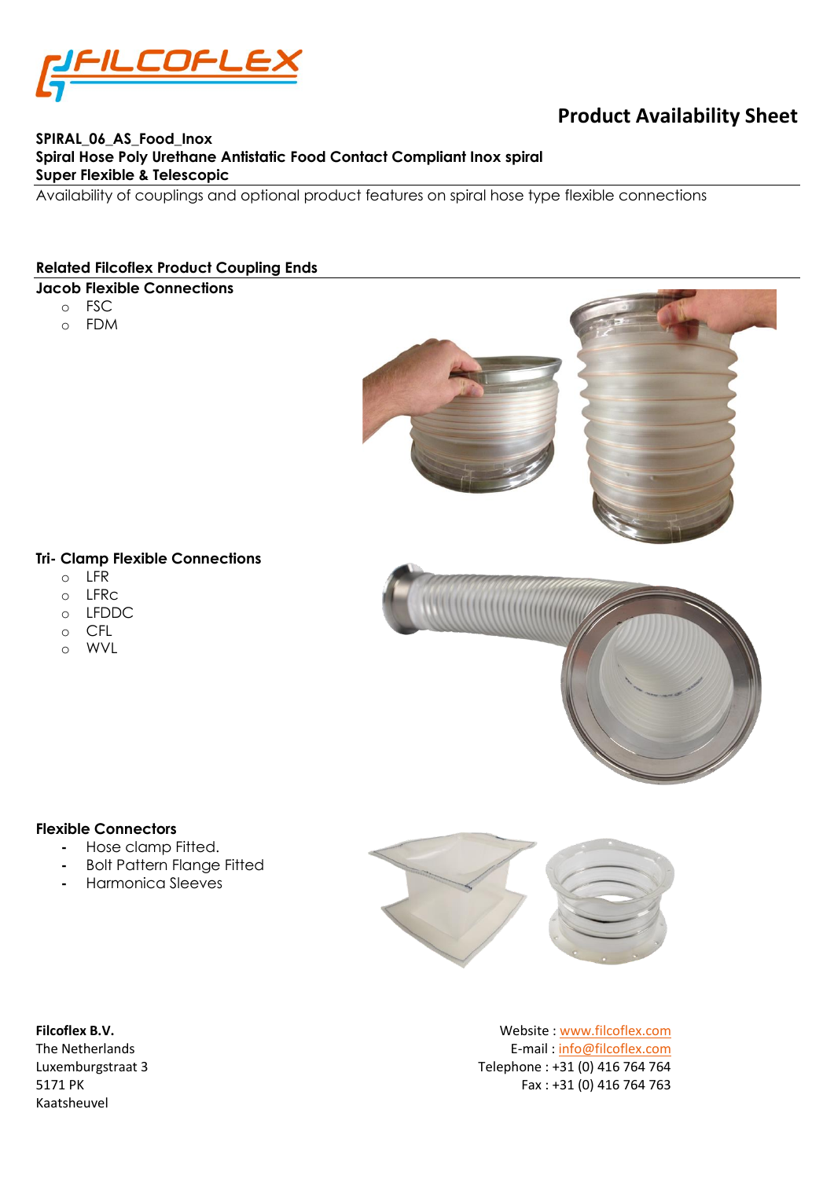# Product Availability Sheet

**SPIRAL_06_AS_Food_Inox**
**Spiral Hose Poly Urethane Antistatic Food Contact Compliant Inox spiral**
**Super Flexible & Telescopic**

Availability of couplings and optional product features on spiral hose type flexible connections

## Related Filcoflex Product Coupling Ends

### Jacob Flexible Connections

- FSC
- FDM

### Tri- Clamp Flexible Connections

- LFR
- LFRc
- LFDDC
- CFL
- WVL

### Flexible Connectors

- Hose clamp Fitted.
- Bolt Pattern Flange Fitted
- Harmonica Sleeves

**Filcoflex B.V.**
The Netherlands
Luxemburgstraat 3
5171 PK
Kaatsheuvel

Website : www.filcoflex.com
E-mail : info@filcoflex.com
Telephone : +31 (0) 416 764 764
Fax : +31 (0) 416 764 763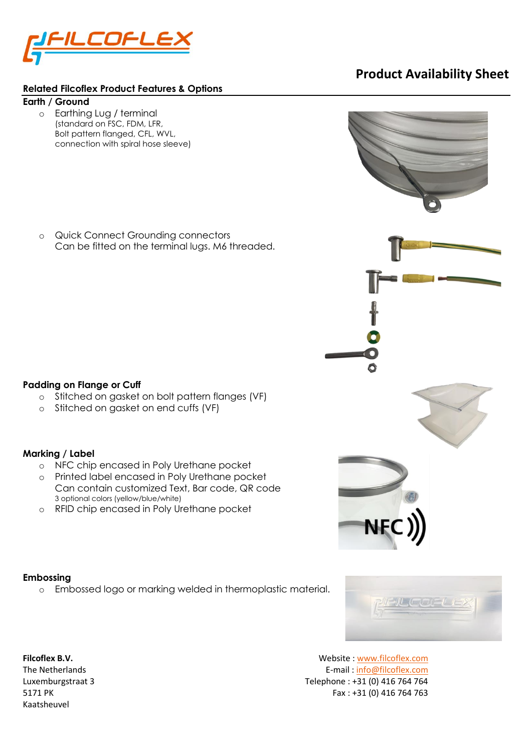# Product Availability Sheet

## Related Filcoflex Product Features & Options

### Earth / Ground

- Earthing Lug / terminal
  (standard on FSC, FDM, LFR,
  Bolt pattern flanged, CFL, WVL,
  connection with spiral hose sleeve)
- Quick Connect Grounding connectors
  Can be fitted on the terminal lugs. M6 threaded.

### Padding on Flange or Cuff

- Stitched on gasket on bolt pattern flanges (VF)
- Stitched on gasket on end cuffs (VF)

### Marking / Label

- NFC chip encased in Poly Urethane pocket
- Printed label encased in Poly Urethane pocket
  Can contain customized Text, Bar code, QR code
  3 optional colors (yellow/blue/white)
- RFID chip encased in Poly Urethane pocket

### Embossing

- Embossed logo or marking welded in thermoplastic material.

**Filcoflex B.V.**
The Netherlands
Luxemburgstraat 3
5171 PK
Kaatsheuvel

Website : www.filcoflex.com
E-mail : info@filcoflex.com
Telephone : +31 (0) 416 764 764
Fax : +31 (0) 416 764 763